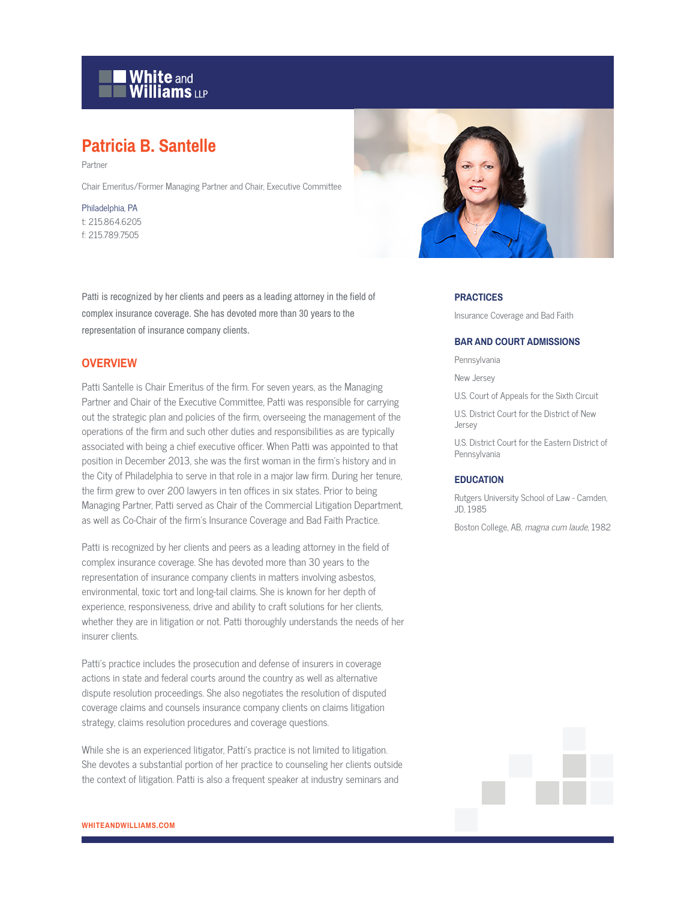White and Williams LLP

# Patricia B. Santelle

Partner

Chair Emeritus/Former Managing Partner and Chair, Executive Committee

Philadelphia, PA
t: 215.864.6205
f: 215.789.7505

Patti is recognized by her clients and peers as a leading attorney in the field of complex insurance coverage. She has devoted more than 30 years to the representation of insurance company clients.

## OVERVIEW

Patti Santelle is Chair Emeritus of the firm. For seven years, as the Managing Partner and Chair of the Executive Committee, Patti was responsible for carrying out the strategic plan and policies of the firm, overseeing the management of the operations of the firm and such other duties and responsibilities as are typically associated with being a chief executive officer. When Patti was appointed to that position in December 2013, she was the first woman in the firm's history and in the City of Philadelphia to serve in that role in a major law firm. During her tenure, the firm grew to over 200 lawyers in ten offices in six states. Prior to being Managing Partner, Patti served as Chair of the Commercial Litigation Department, as well as Co-Chair of the firm's Insurance Coverage and Bad Faith Practice.

Patti is recognized by her clients and peers as a leading attorney in the field of complex insurance coverage. She has devoted more than 30 years to the representation of insurance company clients in matters involving asbestos, environmental, toxic tort and long-tail claims. She is known for her depth of experience, responsiveness, drive and ability to craft solutions for her clients, whether they are in litigation or not. Patti thoroughly understands the needs of her insurer clients.

Patti's practice includes the prosecution and defense of insurers in coverage actions in state and federal courts around the country as well as alternative dispute resolution proceedings. She also negotiates the resolution of disputed coverage claims and counsels insurance company clients on claims litigation strategy, claims resolution procedures and coverage questions.

While she is an experienced litigator, Patti's practice is not limited to litigation. She devotes a substantial portion of her practice to counseling her clients outside the context of litigation. Patti is also a frequent speaker at industry seminars and

## PRACTICES

Insurance Coverage and Bad Faith

## BAR AND COURT ADMISSIONS

Pennsylvania

New Jersey

U.S. Court of Appeals for the Sixth Circuit

U.S. District Court for the District of New Jersey

U.S. District Court for the Eastern District of Pennsylvania

## EDUCATION

Rutgers University School of Law - Camden, JD, 1985

Boston College, AB, *magna cum laude*, 1982

WHITEANDWILLIAMS.COM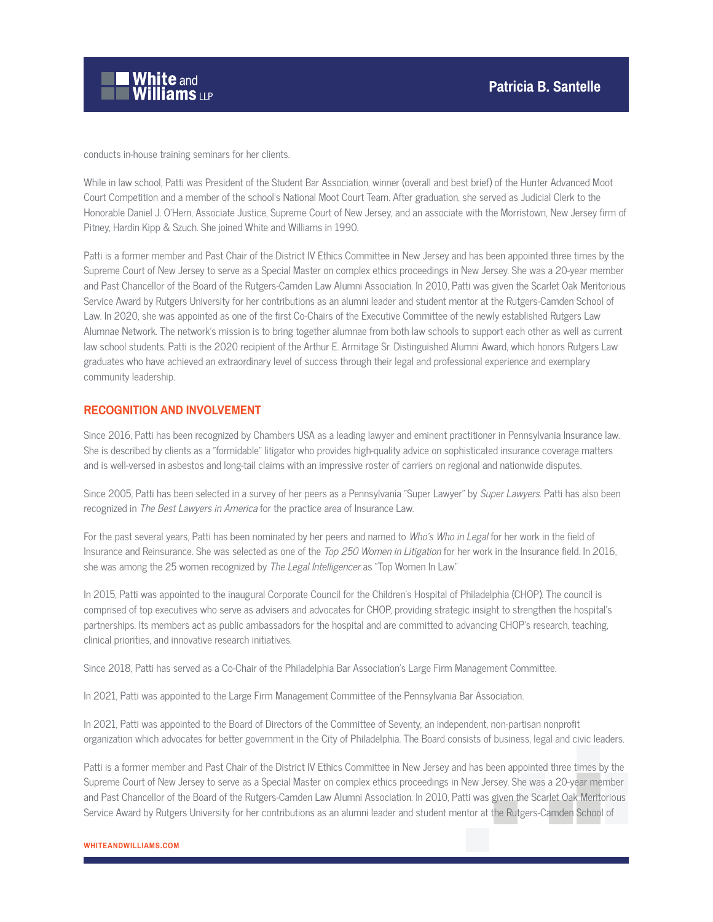conducts in-house training seminars for her clients.

While in law school, Patti was President of the Student Bar Association, winner (overall and best brief) of the Hunter Advanced Moot Court Competition and a member of the school's National Moot Court Team. After graduation, she served as Judicial Clerk to the Honorable Daniel J. O'Hern, Associate Justice, Supreme Court of New Jersey, and an associate with the Morristown, New Jersey firm of Pitney, Hardin Kipp & Szuch. She joined White and Williams in 1990.

Patti is a former member and Past Chair of the District IV Ethics Committee in New Jersey and has been appointed three times by the Supreme Court of New Jersey to serve as a Special Master on complex ethics proceedings in New Jersey. She was a 20-year member and Past Chancellor of the Board of the Rutgers-Camden Law Alumni Association. In 2010, Patti was given the Scarlet Oak Meritorious Service Award by Rutgers University for her contributions as an alumni leader and student mentor at the Rutgers-Camden School of Law. In 2020, she was appointed as one of the first Co-Chairs of the Executive Committee of the newly established Rutgers Law Alumnae Network. The network's mission is to bring together alumnae from both law schools to support each other as well as current law school students. Patti is the 2020 recipient of the Arthur E. Armitage Sr. Distinguished Alumni Award, which honors Rutgers Law graduates who have achieved an extraordinary level of success through their legal and professional experience and exemplary community leadership.

## RECOGNITION AND INVOLVEMENT

Since 2016, Patti has been recognized by Chambers USA as a leading lawyer and eminent practitioner in Pennsylvania Insurance law. She is described by clients as a "formidable" litigator who provides high-quality advice on sophisticated insurance coverage matters and is well-versed in asbestos and long-tail claims with an impressive roster of carriers on regional and nationwide disputes.

Since 2005, Patti has been selected in a survey of her peers as a Pennsylvania "Super Lawyer" by *Super Lawyers*. Patti has also been recognized in *The Best Lawyers in America* for the practice area of Insurance Law.

For the past several years, Patti has been nominated by her peers and named to *Who's Who in Legal* for her work in the field of Insurance and Reinsurance. She was selected as one of the *Top 250 Women in Litigation* for her work in the Insurance field. In 2016, she was among the 25 women recognized by *The Legal Intelligencer* as "Top Women In Law."

In 2015, Patti was appointed to the inaugural Corporate Council for the Children's Hospital of Philadelphia (CHOP). The council is comprised of top executives who serve as advisers and advocates for CHOP, providing strategic insight to strengthen the hospital's partnerships. Its members act as public ambassadors for the hospital and are committed to advancing CHOP's research, teaching, clinical priorities, and innovative research initiatives.

Since 2018, Patti has served as a Co-Chair of the Philadelphia Bar Association's Large Firm Management Committee.

In 2021, Patti was appointed to the Large Firm Management Committee of the Pennsylvania Bar Association.

In 2021, Patti was appointed to the Board of Directors of the Committee of Seventy, an independent, non-partisan nonprofit organization which advocates for better government in the City of Philadelphia. The Board consists of business, legal and civic leaders.

Patti is a former member and Past Chair of the District IV Ethics Committee in New Jersey and has been appointed three times by the Supreme Court of New Jersey to serve as a Special Master on complex ethics proceedings in New Jersey. She was a 20-year member and Past Chancellor of the Board of the Rutgers-Camden Law Alumni Association. In 2010, Patti was given the Scarlet Oak Meritorious Service Award by Rutgers University for her contributions as an alumni leader and student mentor at the Rutgers-Camden School of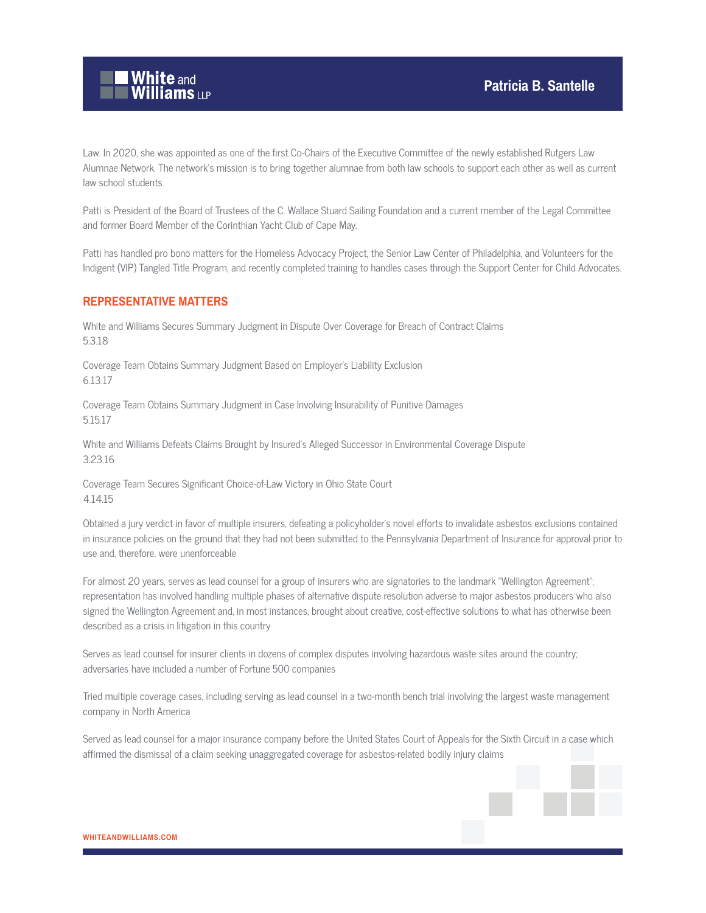Law. In 2020, she was appointed as one of the first Co-Chairs of the Executive Committee of the newly established Rutgers Law Alumnae Network. The network's mission is to bring together alumnae from both law schools to support each other as well as current law school students.

Patti is President of the Board of Trustees of the C. Wallace Stuard Sailing Foundation and a current member of the Legal Committee and former Board Member of the Corinthian Yacht Club of Cape May.

Patti has handled pro bono matters for the Homeless Advocacy Project, the Senior Law Center of Philadelphia, and Volunteers for the Indigent (VIP) Tangled Title Program, and recently completed training to handles cases through the Support Center for Child Advocates.

## REPRESENTATIVE MATTERS

White and Williams Secures Summary Judgment in Dispute Over Coverage for Breach of Contract Claims
5.3.18

Coverage Team Obtains Summary Judgment Based on Employer's Liability Exclusion
6.13.17

Coverage Team Obtains Summary Judgment in Case Involving Insurability of Punitive Damages
5.15.17

White and Williams Defeats Claims Brought by Insured's Alleged Successor in Environmental Coverage Dispute
3.23.16

Coverage Team Secures Significant Choice-of-Law Victory in Ohio State Court
4.14.15

Obtained a jury verdict in favor of multiple insurers, defeating a policyholder's novel efforts to invalidate asbestos exclusions contained in insurance policies on the ground that they had not been submitted to the Pennsylvania Department of Insurance for approval prior to use and, therefore, were unenforceable

For almost 20 years, serves as lead counsel for a group of insurers who are signatories to the landmark "Wellington Agreement"; representation has involved handling multiple phases of alternative dispute resolution adverse to major asbestos producers who also signed the Wellington Agreement and, in most instances, brought about creative, cost-effective solutions to what has otherwise been described as a crisis in litigation in this country

Serves as lead counsel for insurer clients in dozens of complex disputes involving hazardous waste sites around the country; adversaries have included a number of Fortune 500 companies

Tried multiple coverage cases, including serving as lead counsel in a two-month bench trial involving the largest waste management company in North America

Served as lead counsel for a major insurance company before the United States Court of Appeals for the Sixth Circuit in a case which affirmed the dismissal of a claim seeking unaggregated coverage for asbestos-related bodily injury claims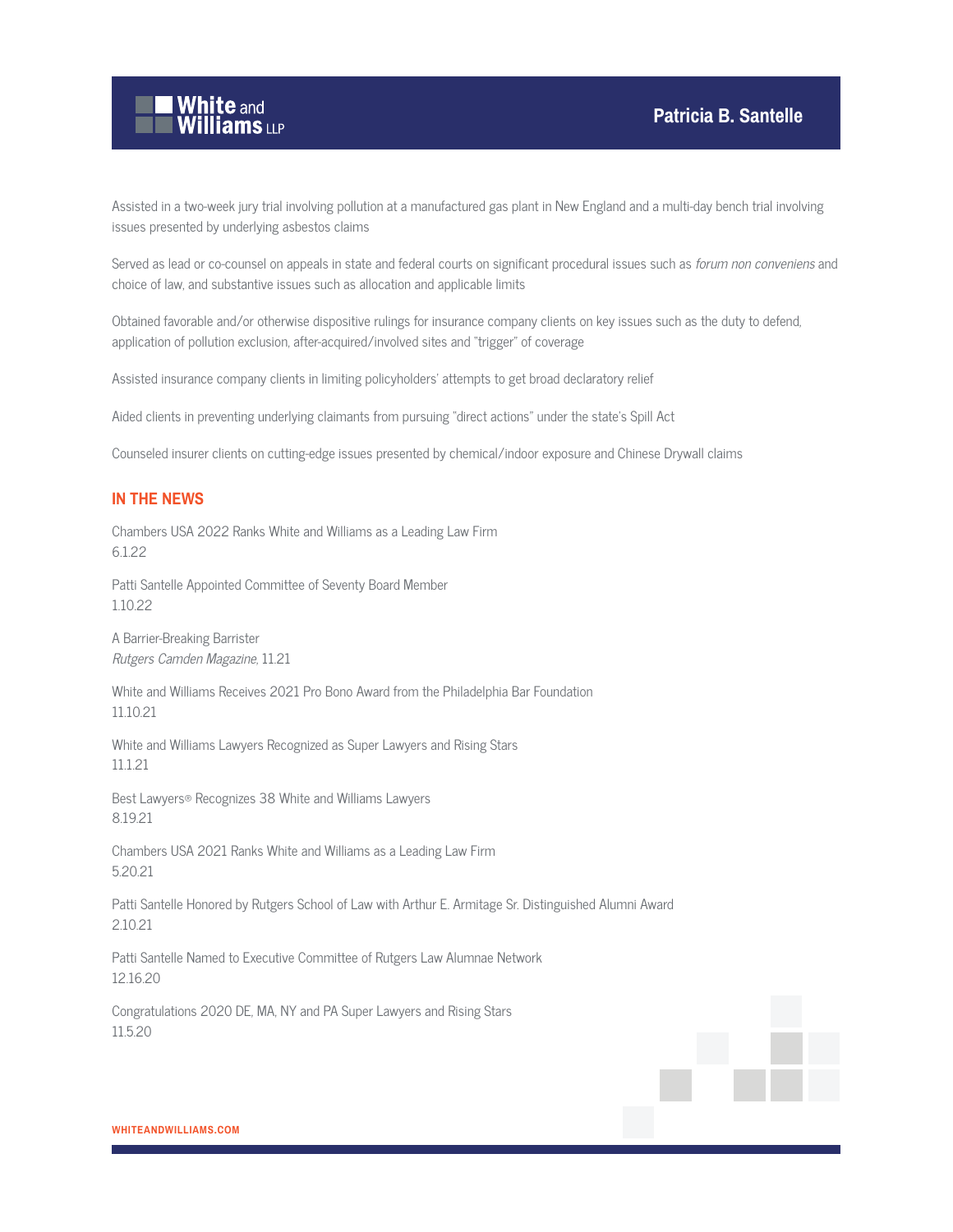Assisted in a two-week jury trial involving pollution at a manufactured gas plant in New England and a multi-day bench trial involving issues presented by underlying asbestos claims

Served as lead or co-counsel on appeals in state and federal courts on significant procedural issues such as *forum non conveniens* and choice of law, and substantive issues such as allocation and applicable limits

Obtained favorable and/or otherwise dispositive rulings for insurance company clients on key issues such as the duty to defend, application of pollution exclusion, after-acquired/involved sites and "trigger" of coverage

Assisted insurance company clients in limiting policyholders' attempts to get broad declaratory relief

Aided clients in preventing underlying claimants from pursuing "direct actions" under the state's Spill Act

Counseled insurer clients on cutting-edge issues presented by chemical/indoor exposure and Chinese Drywall claims

## IN THE NEWS

Chambers USA 2022 Ranks White and Williams as a Leading Law Firm
6.1.22

Patti Santelle Appointed Committee of Seventy Board Member
1.10.22

A Barrier-Breaking Barrister
*Rutgers Camden Magazine*, 11.21

White and Williams Receives 2021 Pro Bono Award from the Philadelphia Bar Foundation
11.10.21

White and Williams Lawyers Recognized as Super Lawyers and Rising Stars
11.1.21

Best Lawyers® Recognizes 38 White and Williams Lawyers
8.19.21

Chambers USA 2021 Ranks White and Williams as a Leading Law Firm
5.20.21

Patti Santelle Honored by Rutgers School of Law with Arthur E. Armitage Sr. Distinguished Alumni Award
2.10.21

Patti Santelle Named to Executive Committee of Rutgers Law Alumnae Network
12.16.20

Congratulations 2020 DE, MA, NY and PA Super Lawyers and Rising Stars
11.5.20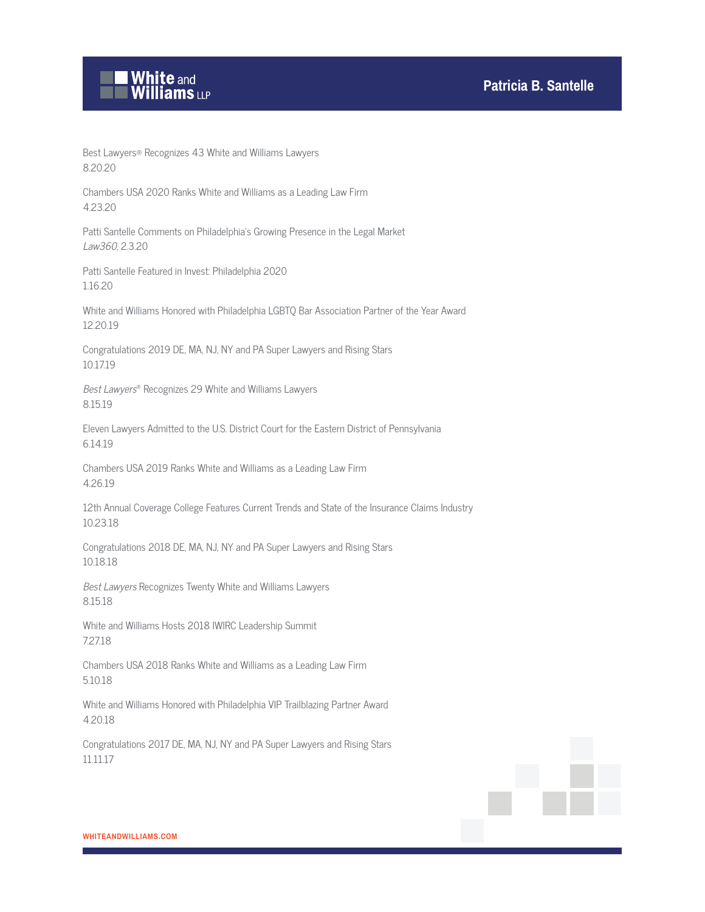Best Lawyers® Recognizes 43 White and Williams Lawyers
8.20.20

Chambers USA 2020 Ranks White and Williams as a Leading Law Firm
4.23.20

Patti Santelle Comments on Philadelphia's Growing Presence in the Legal Market
*Law360*, 2.3.20

Patti Santelle Featured in Invest: Philadelphia 2020
1.16.20

White and Williams Honored with Philadelphia LGBTQ Bar Association Partner of the Year Award
12.20.19

Congratulations 2019 DE, MA, NJ, NY and PA Super Lawyers and Rising Stars
10.17.19

*Best Lawyers*® Recognizes 29 White and Williams Lawyers
8.15.19

Eleven Lawyers Admitted to the U.S. District Court for the Eastern District of Pennsylvania
6.14.19

Chambers USA 2019 Ranks White and Williams as a Leading Law Firm
4.26.19

12th Annual Coverage College Features Current Trends and State of the Insurance Claims Industry
10.23.18

Congratulations 2018 DE, MA, NJ, NY and PA Super Lawyers and Rising Stars
10.18.18

*Best Lawyers* Recognizes Twenty White and Williams Lawyers
8.15.18

White and Williams Hosts 2018 IWIRC Leadership Summit
7.27.18

Chambers USA 2018 Ranks White and Williams as a Leading Law Firm
5.10.18

White and Williams Honored with Philadelphia VIP Trailblazing Partner Award
4.20.18

Congratulations 2017 DE, MA, NJ, NY and PA Super Lawyers and Rising Stars
11.11.17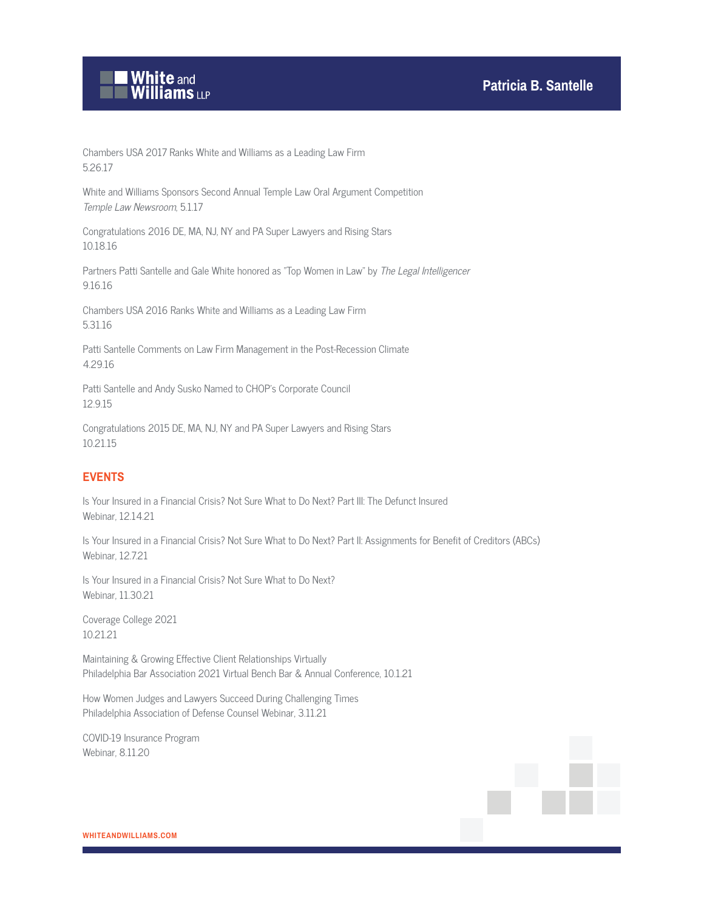Chambers USA 2017 Ranks White and Williams as a Leading Law Firm
5.26.17

White and Williams Sponsors Second Annual Temple Law Oral Argument Competition
*Temple Law Newsroom*, 5.1.17

Congratulations 2016 DE, MA, NJ, NY and PA Super Lawyers and Rising Stars
10.18.16

Partners Patti Santelle and Gale White honored as "Top Women in Law" by *The Legal Intelligencer*
9.16.16

Chambers USA 2016 Ranks White and Williams as a Leading Law Firm
5.31.16

Patti Santelle Comments on Law Firm Management in the Post-Recession Climate
4.29.16

Patti Santelle and Andy Susko Named to CHOP's Corporate Council
12.9.15

Congratulations 2015 DE, MA, NJ, NY and PA Super Lawyers and Rising Stars
10.21.15

## EVENTS

Is Your Insured in a Financial Crisis? Not Sure What to Do Next? Part III: The Defunct Insured
Webinar, 12.14.21

Is Your Insured in a Financial Crisis? Not Sure What to Do Next? Part II: Assignments for Benefit of Creditors (ABCs)
Webinar, 12.7.21

Is Your Insured in a Financial Crisis? Not Sure What to Do Next?
Webinar, 11.30.21

Coverage College 2021
10.21.21

Maintaining & Growing Effective Client Relationships Virtually
Philadelphia Bar Association 2021 Virtual Bench Bar & Annual Conference, 10.1.21

How Women Judges and Lawyers Succeed During Challenging Times
Philadelphia Association of Defense Counsel Webinar, 3.11.21

COVID-19 Insurance Program
Webinar, 8.11.20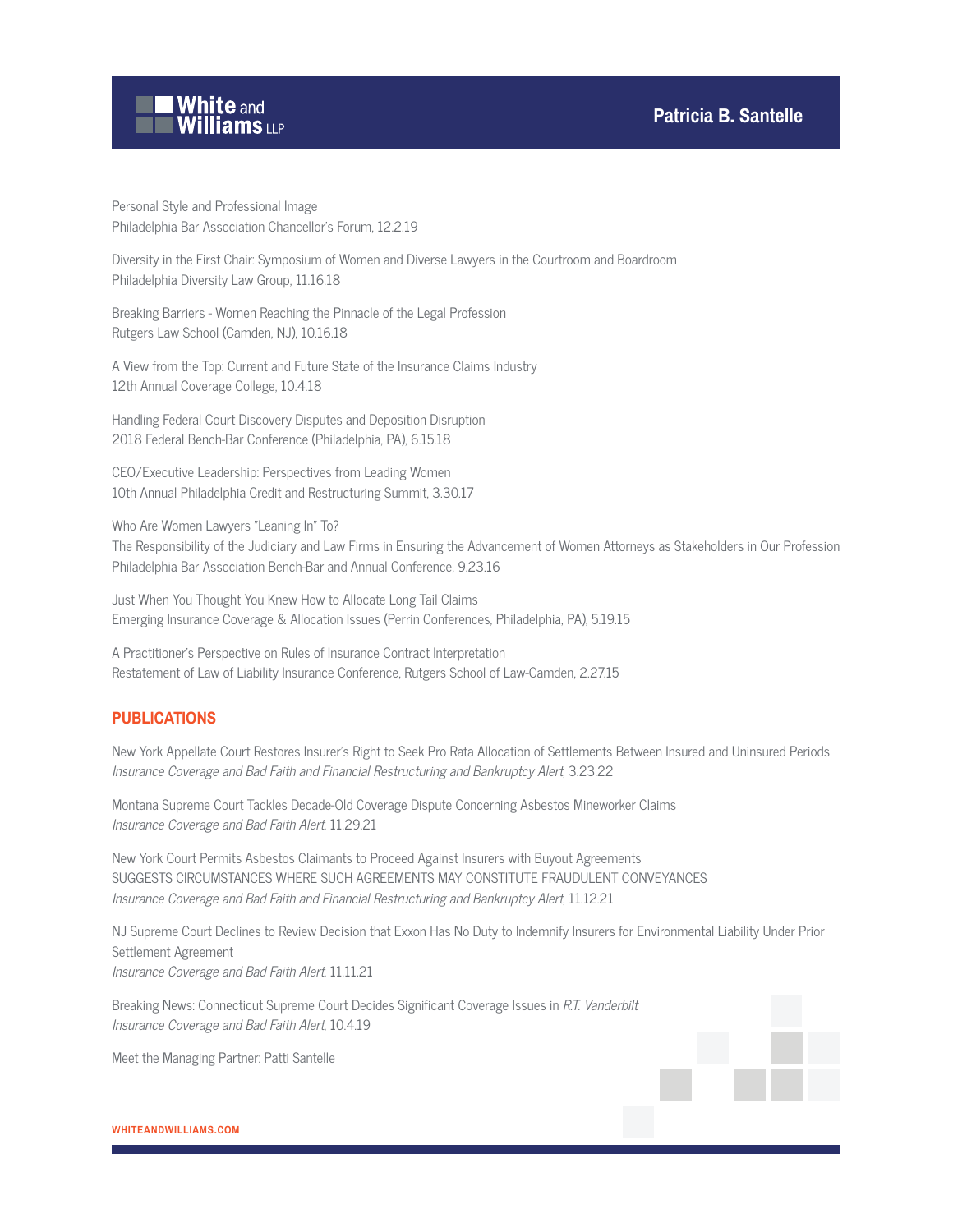Personal Style and Professional Image
Philadelphia Bar Association Chancellor's Forum, 12.2.19

Diversity in the First Chair: Symposium of Women and Diverse Lawyers in the Courtroom and Boardroom
Philadelphia Diversity Law Group, 11.16.18

Breaking Barriers - Women Reaching the Pinnacle of the Legal Profession
Rutgers Law School (Camden, NJ), 10.16.18

A View from the Top: Current and Future State of the Insurance Claims Industry
12th Annual Coverage College, 10.4.18

Handling Federal Court Discovery Disputes and Deposition Disruption
2018 Federal Bench-Bar Conference (Philadelphia, PA), 6.15.18

CEO/Executive Leadership: Perspectives from Leading Women
10th Annual Philadelphia Credit and Restructuring Summit, 3.30.17

Who Are Women Lawyers "Leaning In" To?
The Responsibility of the Judiciary and Law Firms in Ensuring the Advancement of Women Attorneys as Stakeholders in Our Profession
Philadelphia Bar Association Bench-Bar and Annual Conference, 9.23.16

Just When You Thought You Knew How to Allocate Long Tail Claims
Emerging Insurance Coverage & Allocation Issues (Perrin Conferences, Philadelphia, PA), 5.19.15

A Practitioner's Perspective on Rules of Insurance Contract Interpretation
Restatement of Law of Liability Insurance Conference, Rutgers School of Law-Camden, 2.27.15

## PUBLICATIONS

New York Appellate Court Restores Insurer's Right to Seek Pro Rata Allocation of Settlements Between Insured and Uninsured Periods
*Insurance Coverage and Bad Faith and Financial Restructuring and Bankruptcy Alert*, 3.23.22

Montana Supreme Court Tackles Decade-Old Coverage Dispute Concerning Asbestos Mineworker Claims
*Insurance Coverage and Bad Faith Alert*, 11.29.21

New York Court Permits Asbestos Claimants to Proceed Against Insurers with Buyout Agreements
SUGGESTS CIRCUMSTANCES WHERE SUCH AGREEMENTS MAY CONSTITUTE FRAUDULENT CONVEYANCES
*Insurance Coverage and Bad Faith and Financial Restructuring and Bankruptcy Alert*, 11.12.21

NJ Supreme Court Declines to Review Decision that Exxon Has No Duty to Indemnify Insurers for Environmental Liability Under Prior Settlement Agreement
*Insurance Coverage and Bad Faith Alert*, 11.11.21

Breaking News: Connecticut Supreme Court Decides Significant Coverage Issues in *R.T. Vanderbilt*
*Insurance Coverage and Bad Faith Alert*, 10.4.19

Meet the Managing Partner: Patti Santelle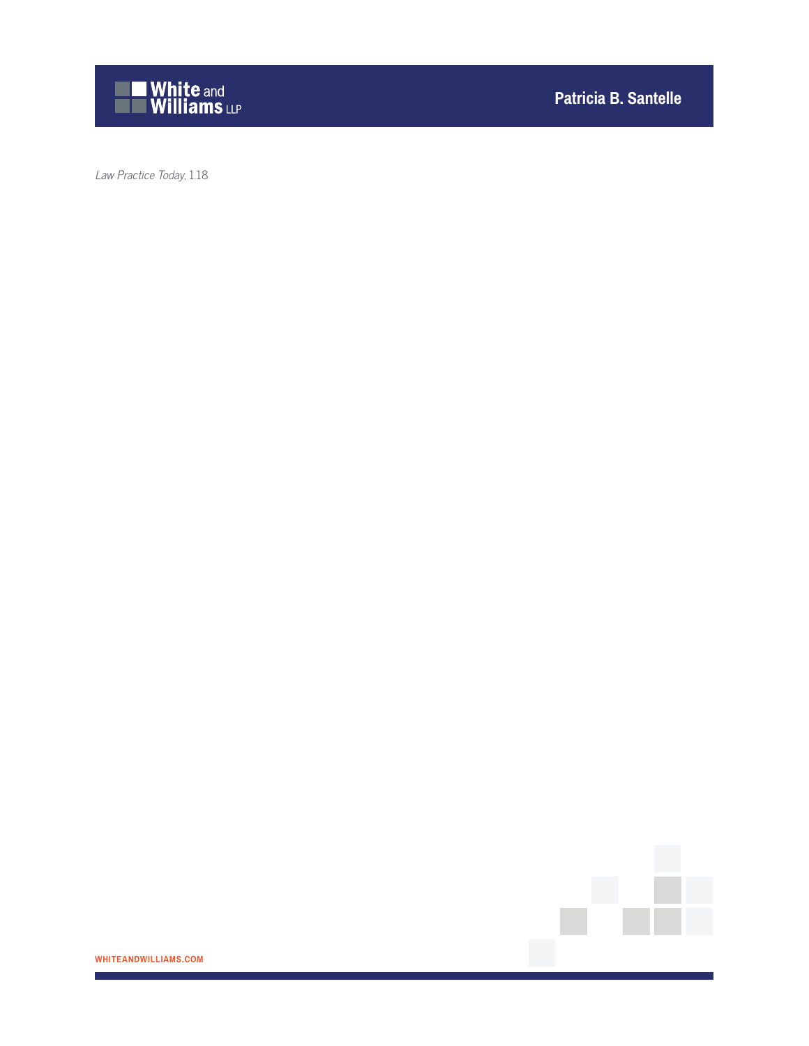*Law Practice Today*, 1.18